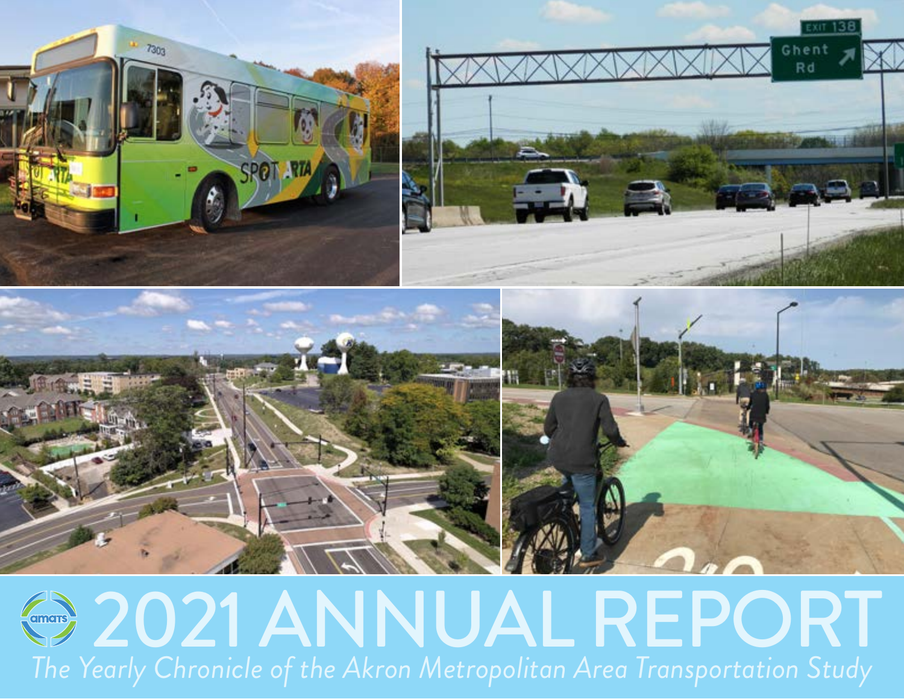# 2021 ANNUAL REPORT

*The Yearly Chronicle of the Akron Metropolitan Area Transportation Study*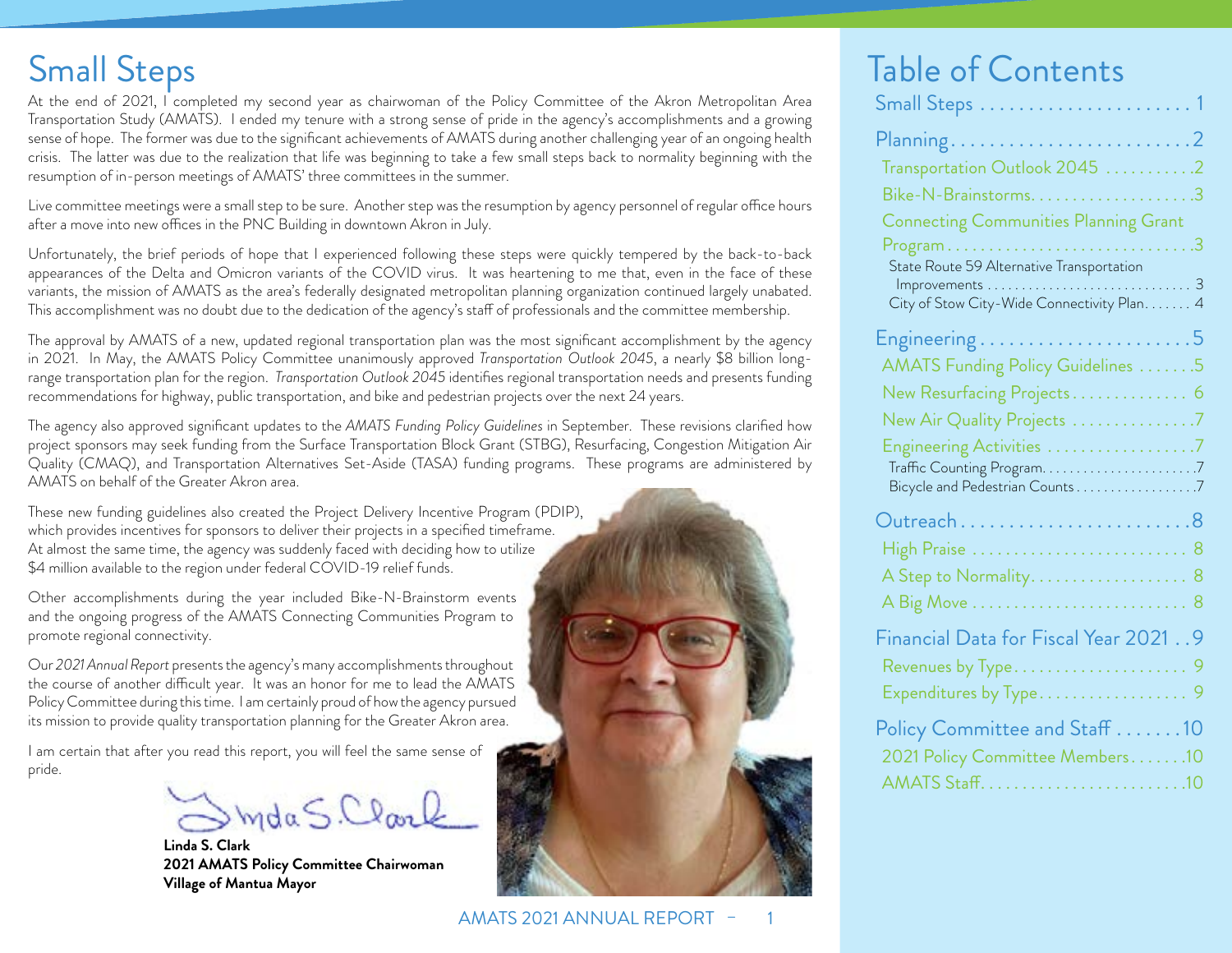# Small Steps

At the end of 2021, I completed my second year as chairwoman of the Policy Committee of the Akron Metropolitan Area Transportation Study (AMATS). I ended my tenure with a strong sense of pride in the agency's accomplishments and a growing sense of hope. The former was due to the significant achievements of AMATS during another challenging year of an ongoing health crisis. The latter was due to the realization that life was beginning to take a few small steps back to normality beginning with the resumption of in-person meetings of AMATS' three committees in the summer.

Live committee meetings were a small step to be sure. Another step was the resumption by agency personnel of regular office hours after a move into new offices in the PNC Building in downtown Akron in July.

Unfortunately, the brief periods of hope that I experienced following these steps were quickly tempered by the back-to-back appearances of the Delta and Omicron variants of the COVID virus. It was heartening to me that, even in the face of these variants, the mission of AMATS as the area's federally designated metropolitan planning organization continued largely unabated. This accomplishment was no doubt due to the dedication of the agency's staff of professionals and the committee membership.

The approval by AMATS of a new, updated regional transportation plan was the most significant accomplishment by the agency in 2021. In May, the AMATS Policy Committee unanimously approved *Transportation Outlook 2045*, a nearly $8 billion long-range transportation plan for the region. *Transportation Outlook 2045* identifies regional transportation needs and presents funding recommendations for highway, public transportation, and bike and pedestrian projects over the next 24 years.

The agency also approved significant updates to the *AMATS Funding Policy Guidelines* in September. These revisions clarified how project sponsors may seek funding from the Surface Transportation Block Grant (STBG), Resurfacing, Congestion Mitigation Air Quality (CMAQ), and Transportation Alternatives Set-Aside (TASA) funding programs. These programs are administered by AMATS on behalf of the Greater Akron area.

These new funding guidelines also created the Project Delivery Incentive Program (PDIP), which provides incentives for sponsors to deliver their projects in a specified timeframe. At almost the same time, the agency was suddenly faced with deciding how to utilize $4 million available to the region under federal COVID-19 relief funds.

Other accomplishments during the year included Bike-N-Brainstorm events and the ongoing progress of the AMATS Connecting Communities Program to promote regional connectivity.

Our *2021 Annual Report* presents the agency's many accomplishments throughout the course of another difficult year. It was an honor for me to lead the AMATS Policy Committee during this time. I am certainly proud of how the agency pursued its mission to provide quality transportation planning for the Greater Akron area.

I am certain that after you read this report, you will feel the same sense of pride.

**Linda S. Clark**
**2021 AMATS Policy Committee Chairwoman**
**Village of Mantua Mayor**

# Table of Contents

- Small Steps ..................... 1
- Planning ..................... 2
  - Transportation Outlook 2045 ..................... 2
  - Bike-N-Brainstorms ..................... 3
  - Connecting Communities Planning Grant Program ..................... 3
    - State Route 59 Alternative Transportation Improvements ..................... 3
    - City of Stow City-Wide Connectivity Plan ..................... 4
- Engineering ..................... 5
  - AMATS Funding Policy Guidelines ..................... 5
  - New Resurfacing Projects ..................... 6
  - New Air Quality Projects ..................... 7
  - Engineering Activities ..................... 7
    - Traffic Counting Program ..................... 7
    - Bicycle and Pedestrian Counts ..................... 7
- Outreach ..................... 8
  - High Praise ..................... 8
  - A Step to Normality ..................... 8
  - A Big Move ..................... 8
- Financial Data for Fiscal Year 2021 ..................... 9
  - Revenues by Type ..................... 9
  - Expenditures by Type ..................... 9
- Policy Committee and Staff ..................... 10
  - 2021 Policy Committee Members ..................... 10
  - AMATS Staff ..................... 10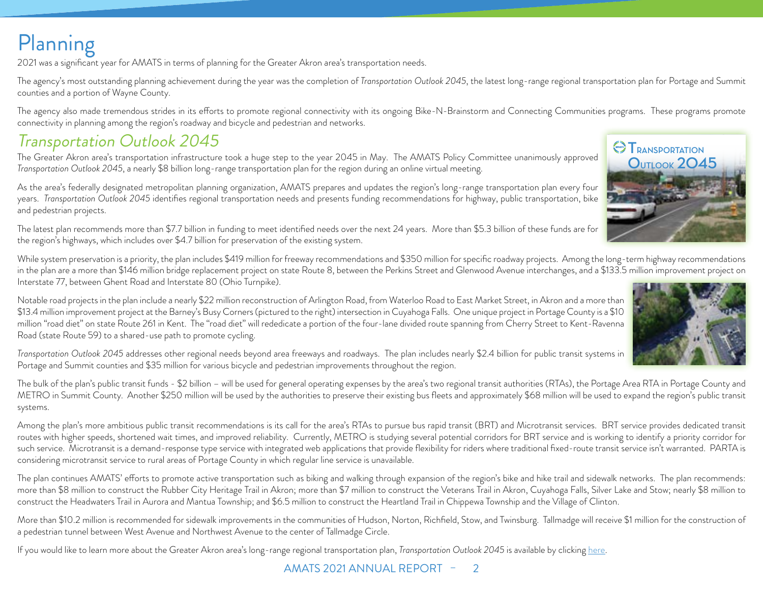# Planning

2021 was a significant year for AMATS in terms of planning for the Greater Akron area's transportation needs.

The agency's most outstanding planning achievement during the year was the completion of *Transportation Outlook 2045*, the latest long-range regional transportation plan for Portage and Summit counties and a portion of Wayne County.

The agency also made tremendous strides in its efforts to promote regional connectivity with its ongoing Bike-N-Brainstorm and Connecting Communities programs. These programs promote connectivity in planning among the region's roadway and bicycle and pedestrian and networks.

## *Transportation Outlook 2045*

The Greater Akron area's transportation infrastructure took a huge step to the year 2045 in May. The AMATS Policy Committee unanimously approved *Transportation Outlook 2045*, a nearly $8 billion long-range transportation plan for the region during an online virtual meeting.

As the area's federally designated metropolitan planning organization, AMATS prepares and updates the region's long-range transportation plan every four years. *Transportation Outlook 2045* identifies regional transportation needs and presents funding recommendations for highway, public transportation, bike and pedestrian projects.

The latest plan recommends more than $7.7 billion in funding to meet identified needs over the next 24 years. More than $5.3 billion of these funds are for the region's highways, which includes over $4.7 billion for preservation of the existing system.

While system preservation is a priority, the plan includes $419 million for freeway recommendations and $350 million for specific roadway projects. Among the long-term highway recommendations in the plan are a more than $146 million bridge replacement project on state Route 8, between the Perkins Street and Glenwood Avenue interchanges, and a $133.5 million improvement project on Interstate 77, between Ghent Road and Interstate 80 (Ohio Turnpike).

Notable road projects in the plan include a nearly $22 million reconstruction of Arlington Road, from Waterloo Road to East Market Street, in Akron and a more than $13.4 million improvement project at the Barney's Busy Corners (pictured to the right) intersection in Cuyahoga Falls. One unique project in Portage County is a $10 million "road diet" on state Route 261 in Kent. The "road diet" will rededicate a portion of the four-lane divided route spanning from Cherry Street to Kent-Ravenna Road (state Route 59) to a shared-use path to promote cycling.

*Transportation Outlook 2045* addresses other regional needs beyond area freeways and roadways. The plan includes nearly $2.4 billion for public transit systems in Portage and Summit counties and $35 million for various bicycle and pedestrian improvements throughout the region.

The bulk of the plan's public transit funds - $2 billion – will be used for general operating expenses by the area's two regional transit authorities (RTAs), the Portage Area RTA in Portage County and METRO in Summit County. Another $250 million will be used by the authorities to preserve their existing bus fleets and approximately $68 million will be used to expand the region's public transit systems.

Among the plan's more ambitious public transit recommendations is its call for the area's RTAs to pursue bus rapid transit (BRT) and Microtransit services. BRT service provides dedicated transit routes with higher speeds, shortened wait times, and improved reliability. Currently, METRO is studying several potential corridors for BRT service and is working to identify a priority corridor for such service. Microtransit is a demand-response type service with integrated web applications that provide flexibility for riders where traditional fixed-route transit service isn't warranted. PARTA is considering microtransit service to rural areas of Portage County in which regular line service is unavailable.

The plan continues AMATS' efforts to promote active transportation such as biking and walking through expansion of the region's bike and hike trail and sidewalk networks. The plan recommends: more than $8 million to construct the Rubber City Heritage Trail in Akron; more than $7 million to construct the Veterans Trail in Akron, Cuyahoga Falls, Silver Lake and Stow; nearly $8 million to construct the Headwaters Trail in Aurora and Mantua Township; and $6.5 million to construct the Heartland Trail in Chippewa Township and the Village of Clinton.

More than $10.2 million is recommended for sidewalk improvements in the communities of Hudson, Norton, Richfield, Stow, and Twinsburg. Tallmadge will receive $1 million for the construction of a pedestrian tunnel between West Avenue and Northwest Avenue to the center of Tallmadge Circle.

If you would like to learn more about the Greater Akron area's long-range regional transportation plan, *Transportation Outlook 2045* is available by clicking here.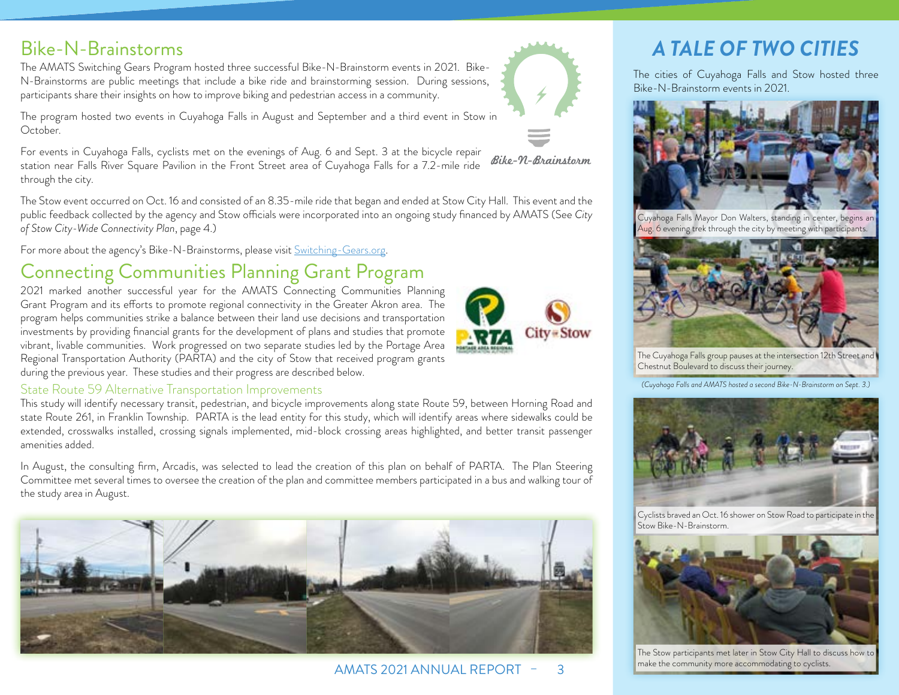## Bike-N-Brainstorms

The AMATS Switching Gears Program hosted three successful Bike-N-Brainstorm events in 2021. Bike-N-Brainstorms are public meetings that include a bike ride and brainstorming session. During sessions, participants share their insights on how to improve biking and pedestrian access in a community.

The program hosted two events in Cuyahoga Falls in August and September and a third event in Stow in October.

For events in Cuyahoga Falls, cyclists met on the evenings of Aug. 6 and Sept. 3 at the bicycle repair station near Falls River Square Pavilion in the Front Street area of Cuyahoga Falls for a 7.2-mile ride through the city.

Bike-N-Brainstorm

The Stow event occurred on Oct. 16 and consisted of an 8.35-mile ride that began and ended at Stow City Hall. This event and the public feedback collected by the agency and Stow officials were incorporated into an ongoing study financed by AMATS (See *City of Stow City-Wide Connectivity Plan*, page 4.)

For more about the agency's Bike-N-Brainstorms, please visit Switching-Gears.org.

## Connecting Communities Planning Grant Program

2021 marked another successful year for the AMATS Connecting Communities Planning Grant Program and its efforts to promote regional connectivity in the Greater Akron area. The program helps communities strike a balance between their land use decisions and transportation investments by providing financial grants for the development of plans and studies that promote vibrant, livable communities. Work progressed on two separate studies led by the Portage Area Regional Transportation Authority (PARTA) and the city of Stow that received program grants during the previous year. These studies and their progress are described below.

### State Route 59 Alternative Transportation Improvements

This study will identify necessary transit, pedestrian, and bicycle improvements along state Route 59, between Horning Road and state Route 261, in Franklin Township. PARTA is the lead entity for this study, which will identify areas where sidewalks could be extended, crosswalks installed, crossing signals implemented, mid-block crossing areas highlighted, and better transit passenger amenities added.

In August, the consulting firm, Arcadis, was selected to lead the creation of this plan on behalf of PARTA. The Plan Steering Committee met several times to oversee the creation of the plan and committee members participated in a bus and walking tour of the study area in August.

## *A TALE OF TWO CITIES*

The cities of Cuyahoga Falls and Stow hosted three Bike-N-Brainstorm events in 2021.

Cuyahoga Falls Mayor Don Walters, standing in center, begins an Aug. 6 evening trek through the city by meeting with participants.

The Cuyahoga Falls group pauses at the intersection 12th Street and Chestnut Boulevard to discuss their journey.

*(Cuyahoga Falls and AMATS hosted a second Bike-N-Brainstorm on Sept. 3.)*

Cyclists braved an Oct. 16 shower on Stow Road to participate in the Stow Bike-N-Brainstorm.

The Stow participants met later in Stow City Hall to discuss how to make the community more accommodating to cyclists.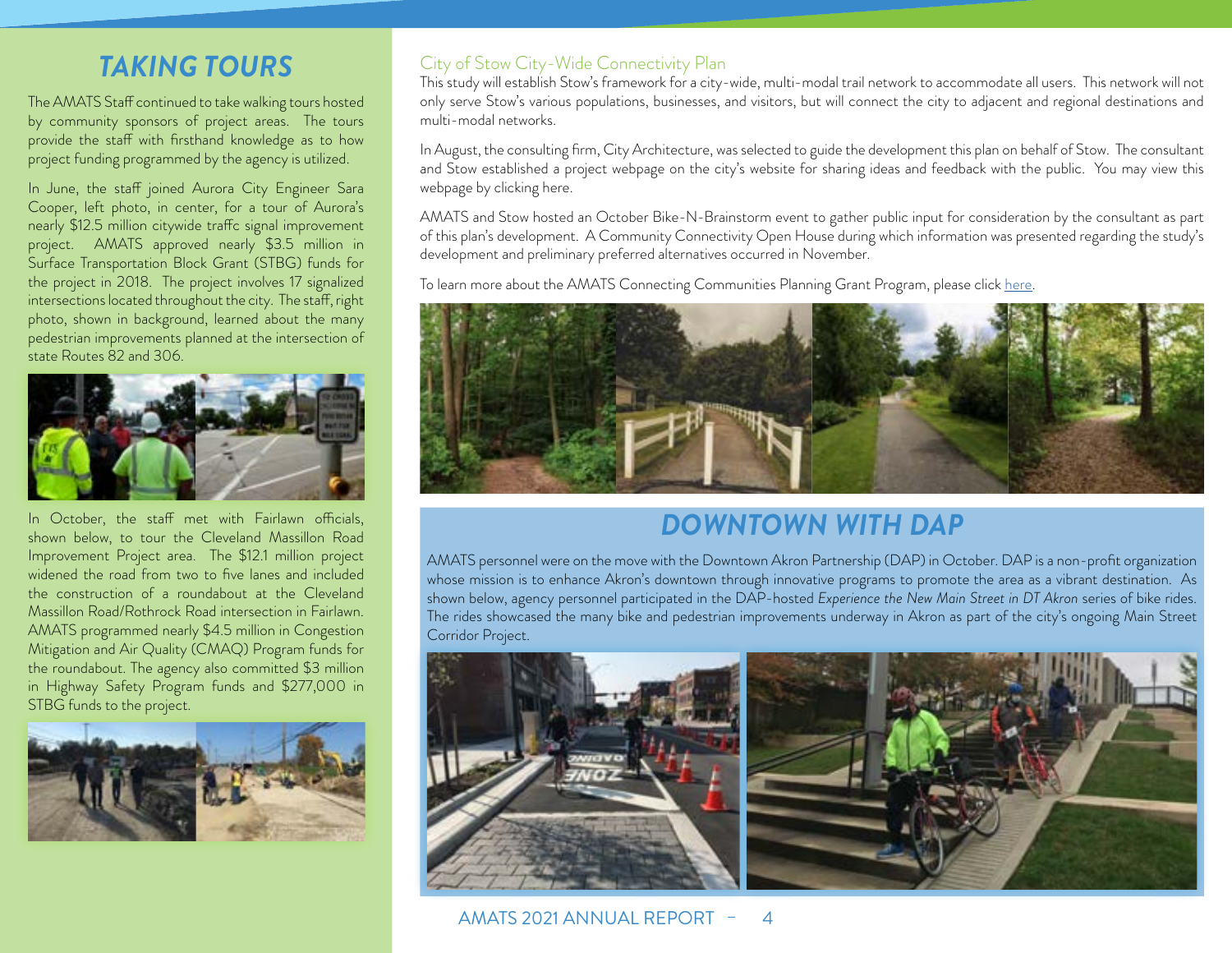# TAKING TOURS

The AMATS Staff continued to take walking tours hosted by community sponsors of project areas. The tours provide the staff with firsthand knowledge as to how project funding programmed by the agency is utilized.

In June, the staff joined Aurora City Engineer Sara Cooper, left photo, in center, for a tour of Aurora's nearly $12.5 million citywide traffc signal improvement project. AMATS approved nearly $3.5 million in Surface Transportation Block Grant (STBG) funds for the project in 2018. The project involves 17 signalized intersections located throughout the city. The staff, right photo, shown in background, learned about the many pedestrian improvements planned at the intersection of state Routes 82 and 306.

In October, the staff met with Fairlawn officials, shown below, to tour the Cleveland Massillon Road Improvement Project area. The $12.1 million project widened the road from two to five lanes and included the construction of a roundabout at the Cleveland Massillon Road/Rothrock Road intersection in Fairlawn. AMATS programmed nearly $4.5 million in Congestion Mitigation and Air Quality (CMAQ) Program funds for the roundabout. The agency also committed $3 million in Highway Safety Program funds and $277,000 in STBG funds to the project.

## City of Stow City-Wide Connectivity Plan

This study will establish Stow's framework for a city-wide, multi-modal trail network to accommodate all users. This network will not only serve Stow's various populations, businesses, and visitors, but will connect the city to adjacent and regional destinations and multi-modal networks.

In August, the consulting firm, City Architecture, was selected to guide the development this plan on behalf of Stow. The consultant and Stow established a project webpage on the city's website for sharing ideas and feedback with the public. You may view this webpage by clicking here.

AMATS and Stow hosted an October Bike-N-Brainstorm event to gather public input for consideration by the consultant as part of this plan's development. A Community Connectivity Open House during which information was presented regarding the study's development and preliminary preferred alternatives occurred in November.

To learn more about the AMATS Connecting Communities Planning Grant Program, please click here.

# DOWNTOWN WITH DAP

AMATS personnel were on the move with the Downtown Akron Partnership (DAP) in October. DAP is a non-profit organization whose mission is to enhance Akron's downtown through innovative programs to promote the area as a vibrant destination. As shown below, agency personnel participated in the DAP-hosted *Experience the New Main Street in DT Akron* series of bike rides. The rides showcased the many bike and pedestrian improvements underway in Akron as part of the city's ongoing Main Street Corridor Project.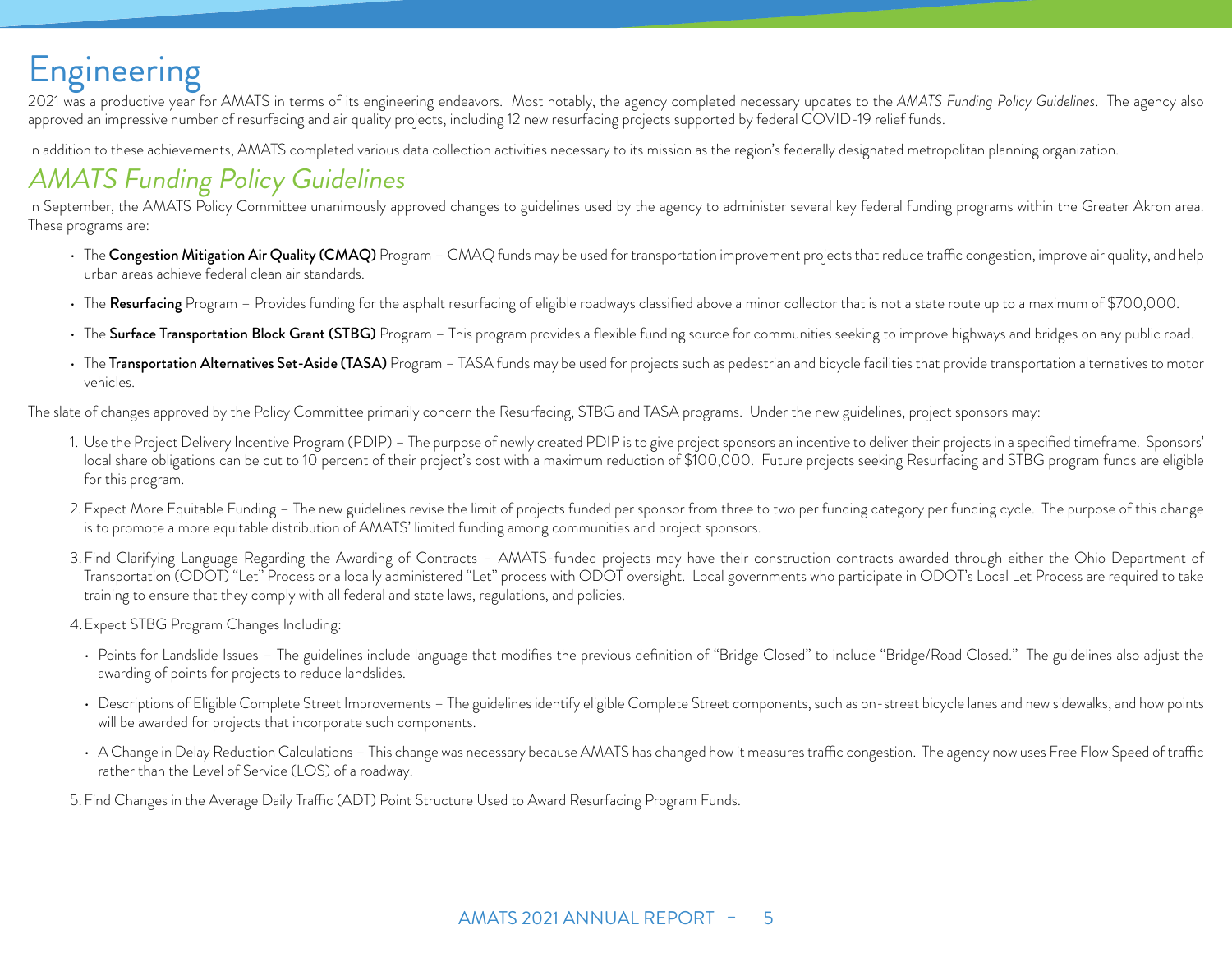# Engineering

2021 was a productive year for AMATS in terms of its engineering endeavors. Most notably, the agency completed necessary updates to the *AMATS Funding Policy Guidelines*. The agency also approved an impressive number of resurfacing and air quality projects, including 12 new resurfacing projects supported by federal COVID-19 relief funds.

In addition to these achievements, AMATS completed various data collection activities necessary to its mission as the region's federally designated metropolitan planning organization.

## *AMATS Funding Policy Guidelines*

In September, the AMATS Policy Committee unanimously approved changes to guidelines used by the agency to administer several key federal funding programs within the Greater Akron area. These programs are:

- The **Congestion Mitigation Air Quality (CMAQ)** Program – CMAQ funds may be used for transportation improvement projects that reduce traffic congestion, improve air quality, and help urban areas achieve federal clean air standards.
- The **Resurfacing** Program – Provides funding for the asphalt resurfacing of eligible roadways classified above a minor collector that is not a state route up to a maximum of $700,000.
- The **Surface Transportation Block Grant (STBG)** Program – This program provides a flexible funding source for communities seeking to improve highways and bridges on any public road.
- The **Transportation Alternatives Set-Aside (TASA)** Program – TASA funds may be used for projects such as pedestrian and bicycle facilities that provide transportation alternatives to motor vehicles.

The slate of changes approved by the Policy Committee primarily concern the Resurfacing, STBG and TASA programs. Under the new guidelines, project sponsors may:

1. Use the Project Delivery Incentive Program (PDIP) – The purpose of newly created PDIP is to give project sponsors an incentive to deliver their projects in a specified timeframe. Sponsors' local share obligations can be cut to 10 percent of their project's cost with a maximum reduction of $100,000. Future projects seeking Resurfacing and STBG program funds are eligible for this program.
2. Expect More Equitable Funding – The new guidelines revise the limit of projects funded per sponsor from three to two per funding category per funding cycle. The purpose of this change is to promote a more equitable distribution of AMATS' limited funding among communities and project sponsors.
3. Find Clarifying Language Regarding the Awarding of Contracts – AMATS-funded projects may have their construction contracts awarded through either the Ohio Department of Transportation (ODOT) "Let" Process or a locally administered "Let" process with ODOT oversight. Local governments who participate in ODOT's Local Let Process are required to take training to ensure that they comply with all federal and state laws, regulations, and policies.
4. Expect STBG Program Changes Including:
   - Points for Landslide Issues – The guidelines include language that modifies the previous definition of "Bridge Closed" to include "Bridge/Road Closed." The guidelines also adjust the awarding of points for projects to reduce landslides.
   - Descriptions of Eligible Complete Street Improvements – The guidelines identify eligible Complete Street components, such as on-street bicycle lanes and new sidewalks, and how points will be awarded for projects that incorporate such components.
   - A Change in Delay Reduction Calculations – This change was necessary because AMATS has changed how it measures traffic congestion. The agency now uses Free Flow Speed of traffic rather than the Level of Service (LOS) of a roadway.
5. Find Changes in the Average Daily Traffic (ADT) Point Structure Used to Award Resurfacing Program Funds.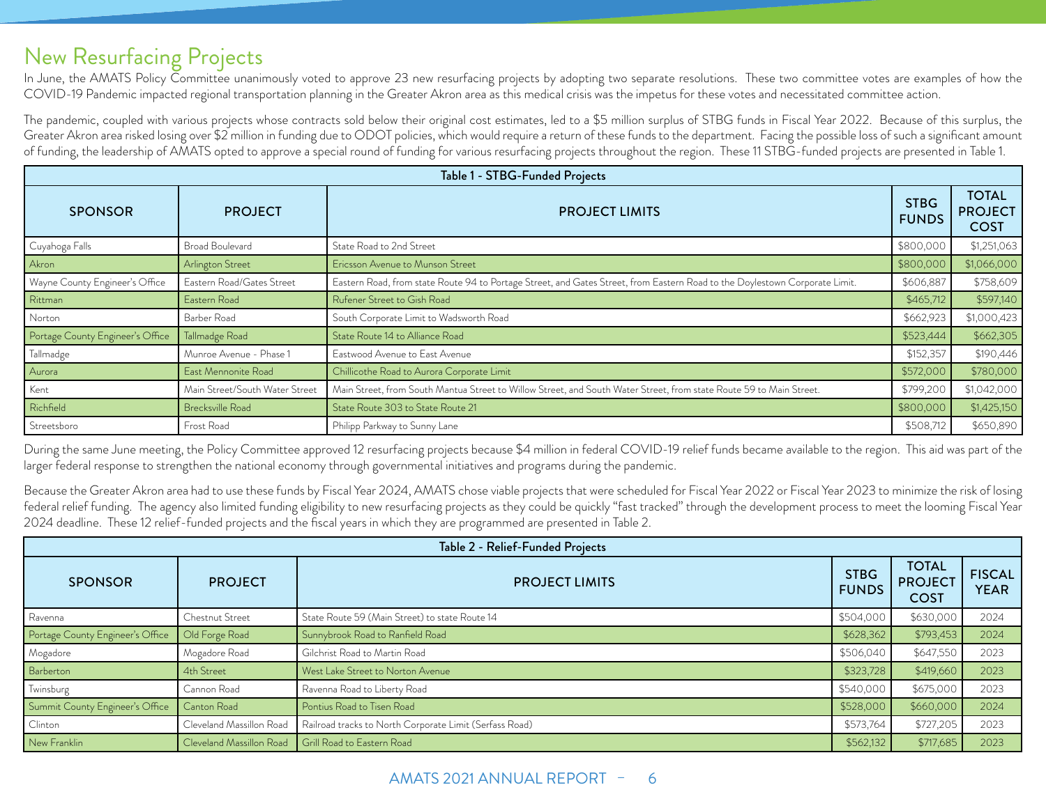# New Resurfacing Projects

In June, the AMATS Policy Committee unanimously voted to approve 23 new resurfacing projects by adopting two separate resolutions. These two committee votes are examples of how the COVID-19 Pandemic impacted regional transportation planning in the Greater Akron area as this medical crisis was the impetus for these votes and necessitated committee action.

The pandemic, coupled with various projects whose contracts sold below their original cost estimates, led to a $5 million surplus of STBG funds in Fiscal Year 2022. Because of this surplus, the Greater Akron area risked losing over $2 million in funding due to ODOT policies, which would require a return of these funds to the department. Facing the possible loss of such a significant amount of funding, the leadership of AMATS opted to approve a special round of funding for various resurfacing projects throughout the region. These 11 STBG-funded projects are presented in Table 1.

**Table 1 - STBG-Funded Projects**

| SPONSOR | PROJECT | PROJECT LIMITS | STBG FUNDS | TOTAL PROJECT COST |
|---|---|---|---|---|
| Cuyahoga Falls | Broad Boulevard | State Road to 2nd Street | $800,000 | $1,251,063 |
| Akron | Arlington Street | Ericsson Avenue to Munson Street | $800,000 | $1,066,000 |
| Wayne County Engineer's Office | Eastern Road/Gates Street | Eastern Road, from state Route 94 to Portage Street, and Gates Street, from Eastern Road to the Doylestown Corporate Limit. | $606,887 | $758,609 |
| Rittman | Eastern Road | Rufener Street to Gish Road | $465,712 | $597,140 |
| Norton | Barber Road | South Corporate Limit to Wadsworth Road | $662,923 | $1,000,423 |
| Portage County Engineer's Office | Tallmadge Road | State Route 14 to Alliance Road | $523,444 | $662,305 |
| Tallmadge | Munroe Avenue - Phase 1 | Eastwood Avenue to East Avenue | $152,357 | $190,446 |
| Aurora | East Mennonite Road | Chillicothe Road to Aurora Corporate Limit | $572,000 | $780,000 |
| Kent | Main Street/South Water Street | Main Street, from South Mantua Street to Willow Street, and South Water Street, from state Route 59 to Main Street. | $799,200 | $1,042,000 |
| Richfield | Brecksville Road | State Route 303 to State Route 21 | $800,000 | $1,425,150 |
| Streetsboro | Frost Road | Philipp Parkway to Sunny Lane | $508,712 | $650,890 |

During the same June meeting, the Policy Committee approved 12 resurfacing projects because $4 million in federal COVID-19 relief funds became available to the region. This aid was part of the larger federal response to strengthen the national economy through governmental initiatives and programs during the pandemic.

Because the Greater Akron area had to use these funds by Fiscal Year 2024, AMATS chose viable projects that were scheduled for Fiscal Year 2022 or Fiscal Year 2023 to minimize the risk of losing federal relief funding. The agency also limited funding eligibility to new resurfacing projects as they could be quickly "fast tracked" through the development process to meet the looming Fiscal Year 2024 deadline. These 12 relief-funded projects and the fiscal years in which they are programmed are presented in Table 2.

**Table 2 - Relief-Funded Projects**

| SPONSOR | PROJECT | PROJECT LIMITS | STBG FUNDS | TOTAL PROJECT COST | FISCAL YEAR |
|---|---|---|---|---|---|
| Ravenna | Chestnut Street | State Route 59 (Main Street) to state Route 14 | $504,000 | $630,000 | 2024 |
| Portage County Engineer's Office | Old Forge Road | Sunnybrook Road to Ranfield Road | $628,362 | $793,453 | 2024 |
| Mogadore | Mogadore Road | Gilchrist Road to Martin Road | $506,040 | $647,550 | 2023 |
| Barberton | 4th Street | West Lake Street to Norton Avenue | $323,728 | $419,660 | 2023 |
| Twinsburg | Cannon Road | Ravenna Road to Liberty Road | $540,000 | $675,000 | 2023 |
| Summit County Engineer's Office | Canton Road | Pontius Road to Tisen Road | $528,000 | $660,000 | 2024 |
| Clinton | Cleveland Massillon Road | Railroad tracks to North Corporate Limit (Serfass Road) | $573,764 | $727,205 | 2023 |
| New Franklin | Cleveland Massillon Road | Grill Road to Eastern Road | $562,132 | $717,685 | 2023 |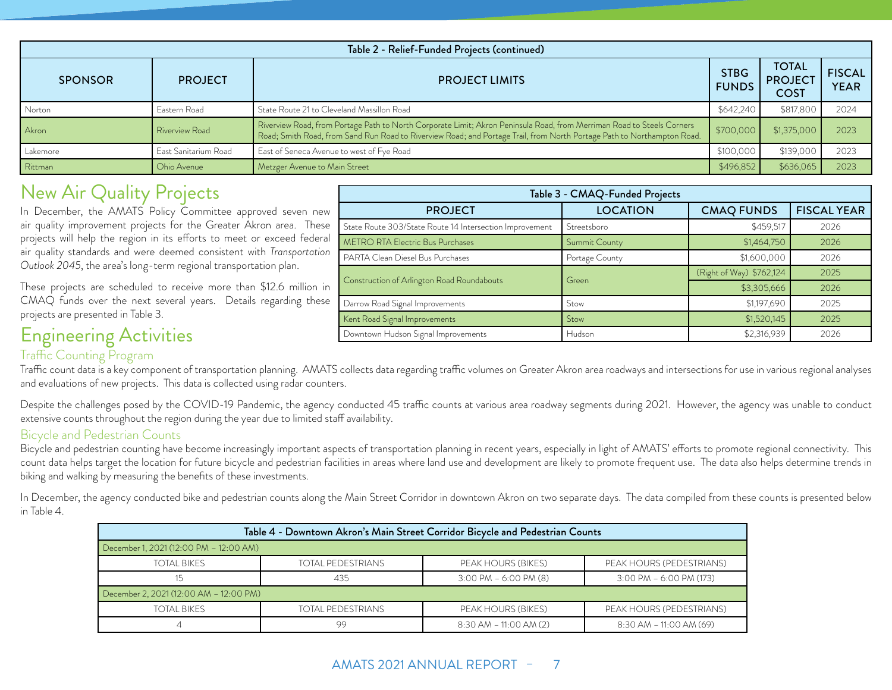| Table 2 - Relief-Funded Projects (continued) | | | | | |
|---|---|---|---|---|---|
| SPONSOR | PROJECT | PROJECT LIMITS | STBG FUNDS | TOTAL PROJECT COST | FISCAL YEAR |
| Norton | Eastern Road | State Route 21 to Cleveland Massillon Road | $642,240 | $817,800 | 2024 |
| Akron | Riverview Road | Riverview Road, from Portage Path to North Corporate Limit; Akron Peninsula Road, from Merriman Road to Steels Corners Road; Smith Road, from Sand Run Road to Riverview Road; and Portage Trail, from North Portage Path to Northampton Road. | $700,000 | $1,375,000 | 2023 |
| Lakemore | East Sanitarium Road | East of Seneca Avenue to west of Fye Road | $100,000 | $139,000 | 2023 |
| Rittman | Ohio Avenue | Metzger Avenue to Main Street | $496,852 | $636,065 | 2023 |

# New Air Quality Projects

In December, the AMATS Policy Committee approved seven new air quality improvement projects for the Greater Akron area. These projects will help the region in its efforts to meet or exceed federal air quality standards and were deemed consistent with *Transportation Outlook 2045*, the area's long-term regional transportation plan.

These projects are scheduled to receive more than $12.6 million in CMAQ funds over the next several years. Details regarding these projects are presented in Table 3.

| Table 3 - CMAQ-Funded Projects | | | |
|---|---|---|---|
| PROJECT | LOCATION | CMAQ FUNDS | FISCAL YEAR |
| State Route 303/State Route 14 Intersection Improvement | Streetsboro | $459,517 | 2026 |
| METRO RTA Electric Bus Purchases | Summit County | $1,464,750 | 2026 |
| PARTA Clean Diesel Bus Purchases | Portage County | $1,600,000 | 2026 |
| Construction of Arlington Road Roundabouts | Green | (Right of Way) $762,124 | 2025 |
| | | $3,305,666 | 2026 |
| Darrow Road Signal Improvements | Stow | $1,197,690 | 2025 |
| Kent Road Signal Improvements | Stow | $1,520,145 | 2025 |
| Downtown Hudson Signal Improvements | Hudson | $2,316,939 | 2026 |

# Engineering Activities

## Traffic Counting Program

Traffic count data is a key component of transportation planning. AMATS collects data regarding traffic volumes on Greater Akron area roadways and intersections for use in various regional analyses and evaluations of new projects. This data is collected using radar counters.

Despite the challenges posed by the COVID-19 Pandemic, the agency conducted 45 traffic counts at various area roadway segments during 2021. However, the agency was unable to conduct extensive counts throughout the region during the year due to limited staff availability.

## Bicycle and Pedestrian Counts

Bicycle and pedestrian counting have become increasingly important aspects of transportation planning in recent years, especially in light of AMATS' efforts to promote regional connectivity. This count data helps target the location for future bicycle and pedestrian facilities in areas where land use and development are likely to promote frequent use. The data also helps determine trends in biking and walking by measuring the benefits of these investments.

In December, the agency conducted bike and pedestrian counts along the Main Street Corridor in downtown Akron on two separate days. The data compiled from these counts is presented below in Table 4.

| Table 4 - Downtown Akron's Main Street Corridor Bicycle and Pedestrian Counts | | | |
|---|---|---|---|
| December 1, 2021 (12:00 PM – 12:00 AM) | | | |
| TOTAL BIKES | TOTAL PEDESTRIANS | PEAK HOURS (BIKES) | PEAK HOURS (PEDESTRIANS) |
| 15 | 435 | 3:00 PM – 6:00 PM (8) | 3:00 PM – 6:00 PM (173) |
| December 2, 2021 (12:00 AM – 12:00 PM) | | | |
| TOTAL BIKES | TOTAL PEDESTRIANS | PEAK HOURS (BIKES) | PEAK HOURS (PEDESTRIANS) |
| 4 | 99 | 8:30 AM – 11:00 AM (2) | 8:30 AM – 11:00 AM (69) |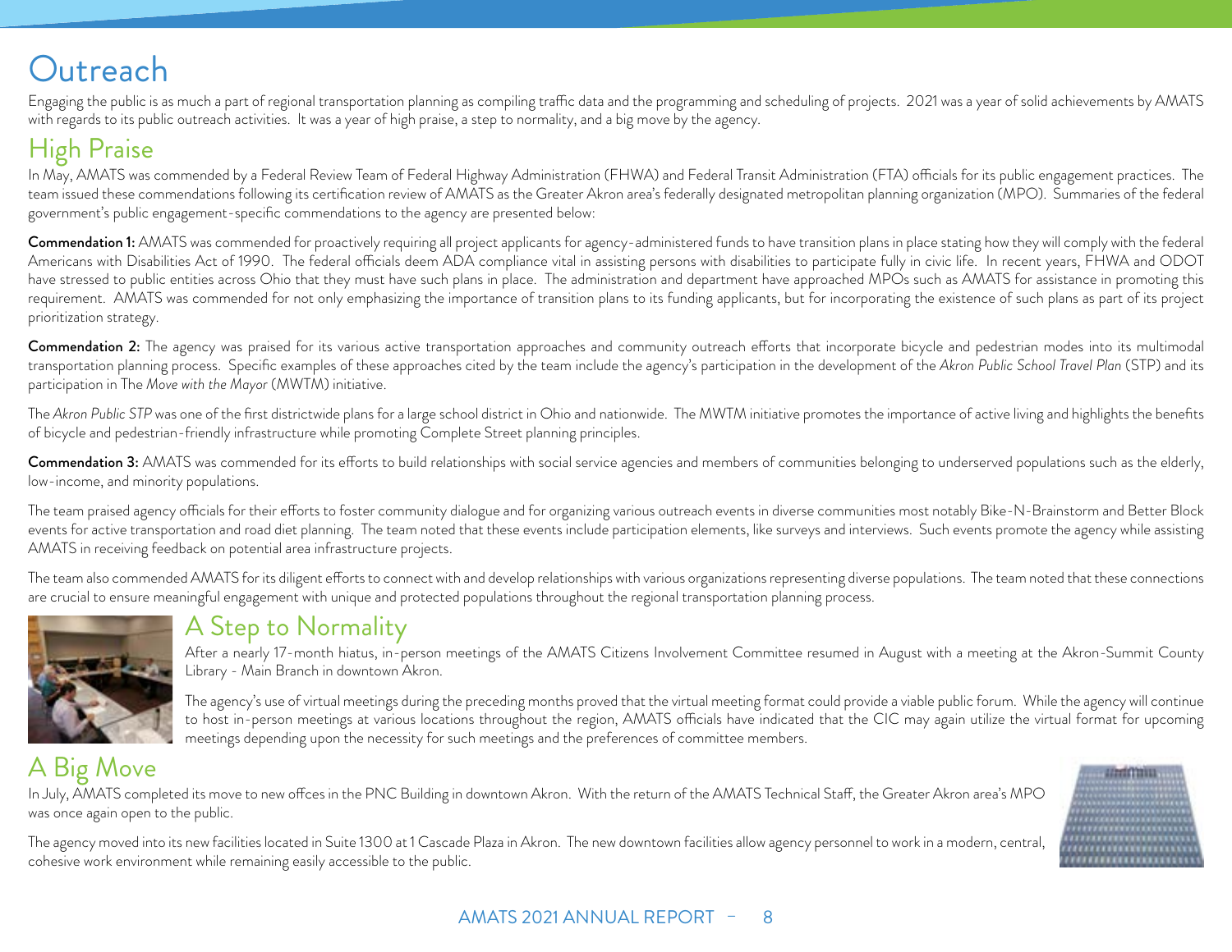# Outreach

Engaging the public is as much a part of regional transportation planning as compiling traffic data and the programming and scheduling of projects. 2021 was a year of solid achievements by AMATS with regards to its public outreach activities. It was a year of high praise, a step to normality, and a big move by the agency.

## High Praise

In May, AMATS was commended by a Federal Review Team of Federal Highway Administration (FHWA) and Federal Transit Administration (FTA) officials for its public engagement practices. The team issued these commendations following its certification review of AMATS as the Greater Akron area's federally designated metropolitan planning organization (MPO). Summaries of the federal government's public engagement-specific commendations to the agency are presented below:

**Commendation 1:** AMATS was commended for proactively requiring all project applicants for agency-administered funds to have transition plans in place stating how they will comply with the federal Americans with Disabilities Act of 1990. The federal officials deem ADA compliance vital in assisting persons with disabilities to participate fully in civic life. In recent years, FHWA and ODOT have stressed to public entities across Ohio that they must have such plans in place. The administration and department have approached MPOs such as AMATS for assistance in promoting this requirement. AMATS was commended for not only emphasizing the importance of transition plans to its funding applicants, but for incorporating the existence of such plans as part of its project prioritization strategy.

**Commendation 2:** The agency was praised for its various active transportation approaches and community outreach efforts that incorporate bicycle and pedestrian modes into its multimodal transportation planning process. Specific examples of these approaches cited by the team include the agency's participation in the development of the *Akron Public School Travel Plan* (STP) and its participation in The *Move with the Mayor* (MWTM) initiative.

The *Akron Public STP* was one of the first districtwide plans for a large school district in Ohio and nationwide. The MWTM initiative promotes the importance of active living and highlights the benefits of bicycle and pedestrian-friendly infrastructure while promoting Complete Street planning principles.

**Commendation 3:** AMATS was commended for its efforts to build relationships with social service agencies and members of communities belonging to underserved populations such as the elderly, low-income, and minority populations.

The team praised agency officials for their efforts to foster community dialogue and for organizing various outreach events in diverse communities most notably Bike-N-Brainstorm and Better Block events for active transportation and road diet planning. The team noted that these events include participation elements, like surveys and interviews. Such events promote the agency while assisting AMATS in receiving feedback on potential area infrastructure projects.

The team also commended AMATS for its diligent efforts to connect with and develop relationships with various organizations representing diverse populations. The team noted that these connections are crucial to ensure meaningful engagement with unique and protected populations throughout the regional transportation planning process.

## A Step to Normality

After a nearly 17-month hiatus, in-person meetings of the AMATS Citizens Involvement Committee resumed in August with a meeting at the Akron-Summit County Library - Main Branch in downtown Akron.

The agency's use of virtual meetings during the preceding months proved that the virtual meeting format could provide a viable public forum. While the agency will continue to host in-person meetings at various locations throughout the region, AMATS officials have indicated that the CIC may again utilize the virtual format for upcoming meetings depending upon the necessity for such meetings and the preferences of committee members.

## A Big Move

In July, AMATS completed its move to new offces in the PNC Building in downtown Akron. With the return of the AMATS Technical Staff, the Greater Akron area's MPO was once again open to the public.

The agency moved into its new facilities located in Suite 1300 at 1 Cascade Plaza in Akron. The new downtown facilities allow agency personnel to work in a modern, central, cohesive work environment while remaining easily accessible to the public.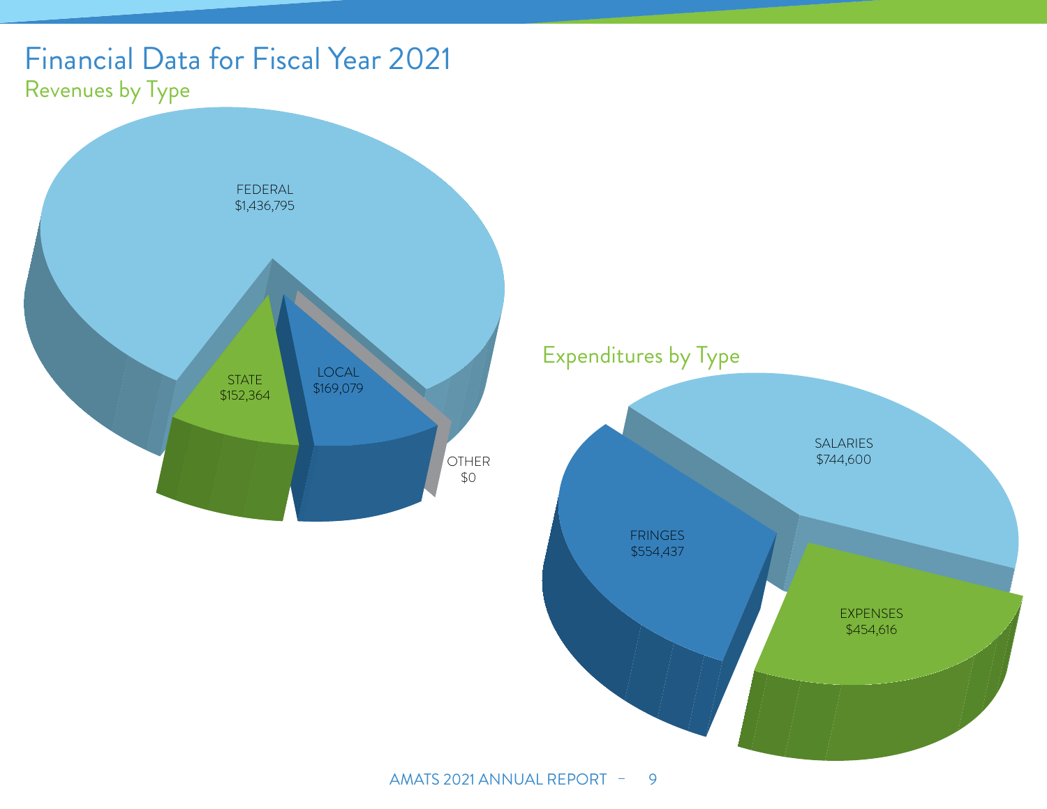# Financial Data for Fiscal Year 2021

## Revenues by Type

FEDERAL
$1,436,795

STATE
$152,364

LOCAL
$169,079

OTHER
$0

## Expenditures by Type

SALARIES
$744,600

FRINGES
$554,437

EXPENSES
$454,616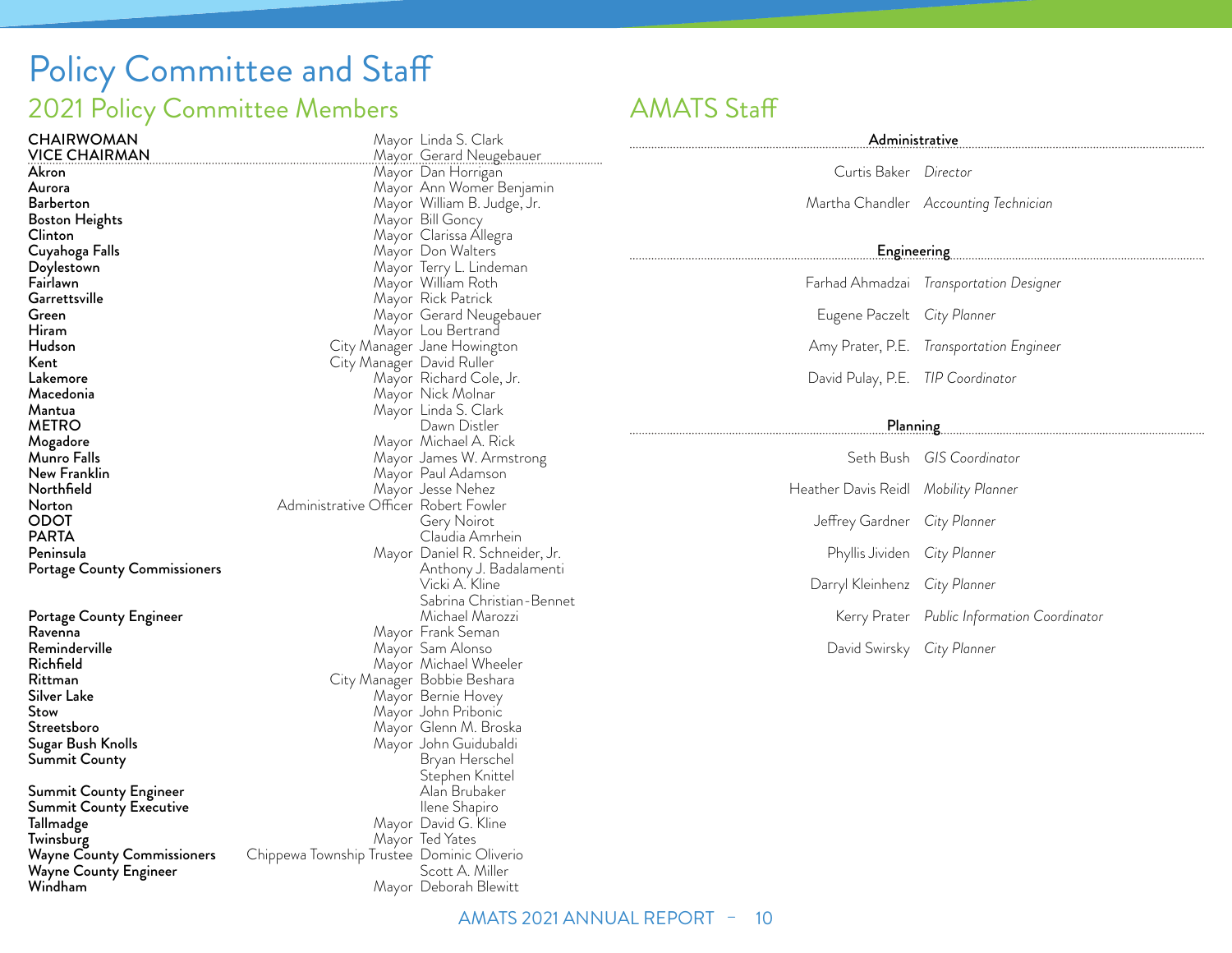# Policy Committee and Staff

## 2021 Policy Committee Members

| Member | Title | Name |
|---|---|---|
| **CHAIRWOMAN** | Mayor | Linda S. Clark |
| **VICE CHAIRMAN** | Mayor | Gerard Neugebauer |
| **Akron** | Mayor | Dan Horrigan |
| **Aurora** | Mayor | Ann Womer Benjamin |
| **Barberton** | Mayor | William B. Judge, Jr. |
| **Boston Heights** | Mayor | Bill Goncy |
| **Clinton** | Mayor | Clarissa Allegra |
| **Cuyahoga Falls** | Mayor | Don Walters |
| **Doylestown** | Mayor | Terry L. Lindeman |
| **Fairlawn** | Mayor | William Roth |
| **Garrettsville** | Mayor | Rick Patrick |
| **Green** | Mayor | Gerard Neugebauer |
| **Hiram** | Mayor | Lou Bertrand |
| **Hudson** | City Manager | Jane Howington |
| **Kent** | City Manager | David Ruller |
| **Lakemore** | Mayor | Richard Cole, Jr. |
| **Macedonia** | Mayor | Nick Molnar |
| **Mantua** | Mayor | Linda S. Clark |
| **METRO** | | Dawn Distler |
| **Mogadore** | Mayor | Michael A. Rick |
| **Munro Falls** | Mayor | James W. Armstrong |
| **New Franklin** | Mayor | Paul Adamson |
| **Northfield** | Mayor | Jesse Nehez |
| **Norton** | Administrative Officer | Robert Fowler |
| **ODOT** | | Gery Noirot |
| **PARTA** | | Claudia Amrhein |
| **Peninsula** | Mayor | Daniel R. Schneider, Jr. |
| **Portage County Commissioners** | | Anthony J. Badalamenti |
| | | Vicki A. Kline |
| | | Sabrina Christian-Bennet |
| **Portage County Engineer** | | Michael Marozzi |
| **Ravenna** | Mayor | Frank Seman |
| **Reminderville** | Mayor | Sam Alonso |
| **Richfield** | Mayor | Michael Wheeler |
| **Rittman** | City Manager | Bobbie Beshara |
| **Silver Lake** | Mayor | Bernie Hovey |
| **Stow** | Mayor | John Pribonic |
| **Streetsboro** | Mayor | Glenn M. Broska |
| **Sugar Bush Knolls** | Mayor | John Guidubaldi |
| **Summit County** | | Bryan Herschel |
| | | Stephen Knittel |
| **Summit County Engineer** | | Alan Brubaker |
| **Summit County Executive** | | Ilene Shapiro |
| **Tallmadge** | Mayor | David G. Kline |
| **Twinsburg** | Mayor | Ted Yates |
| **Wayne County Commissioners** | Chippewa Township Trustee | Dominic Oliverio |
| **Wayne County Engineer** | | Scott A. Miller |
| **Windham** | Mayor | Deborah Blewitt |

## AMATS Staff

### Administrative

| Name | Title |
|---|---|
| Curtis Baker | *Director* |
| Martha Chandler | *Accounting Technician* |

### Engineering

| Name | Title |
|---|---|
| Farhad Ahmadzai | *Transportation Designer* |
| Eugene Paczelt | *City Planner* |
| Amy Prater, P.E. | *Transportation Engineer* |
| David Pulay, P.E. | *TIP Coordinator* |

### Planning

| Name | Title |
|---|---|
| Seth Bush | *GIS Coordinator* |
| Heather Davis Reidl | *Mobility Planner* |
| Jeffrey Gardner | *City Planner* |
| Phyllis Jividen | *City Planner* |
| Darryl Kleinhenz | *City Planner* |
| Kerry Prater | *Public Information Coordinator* |
| David Swirsky | *City Planner* |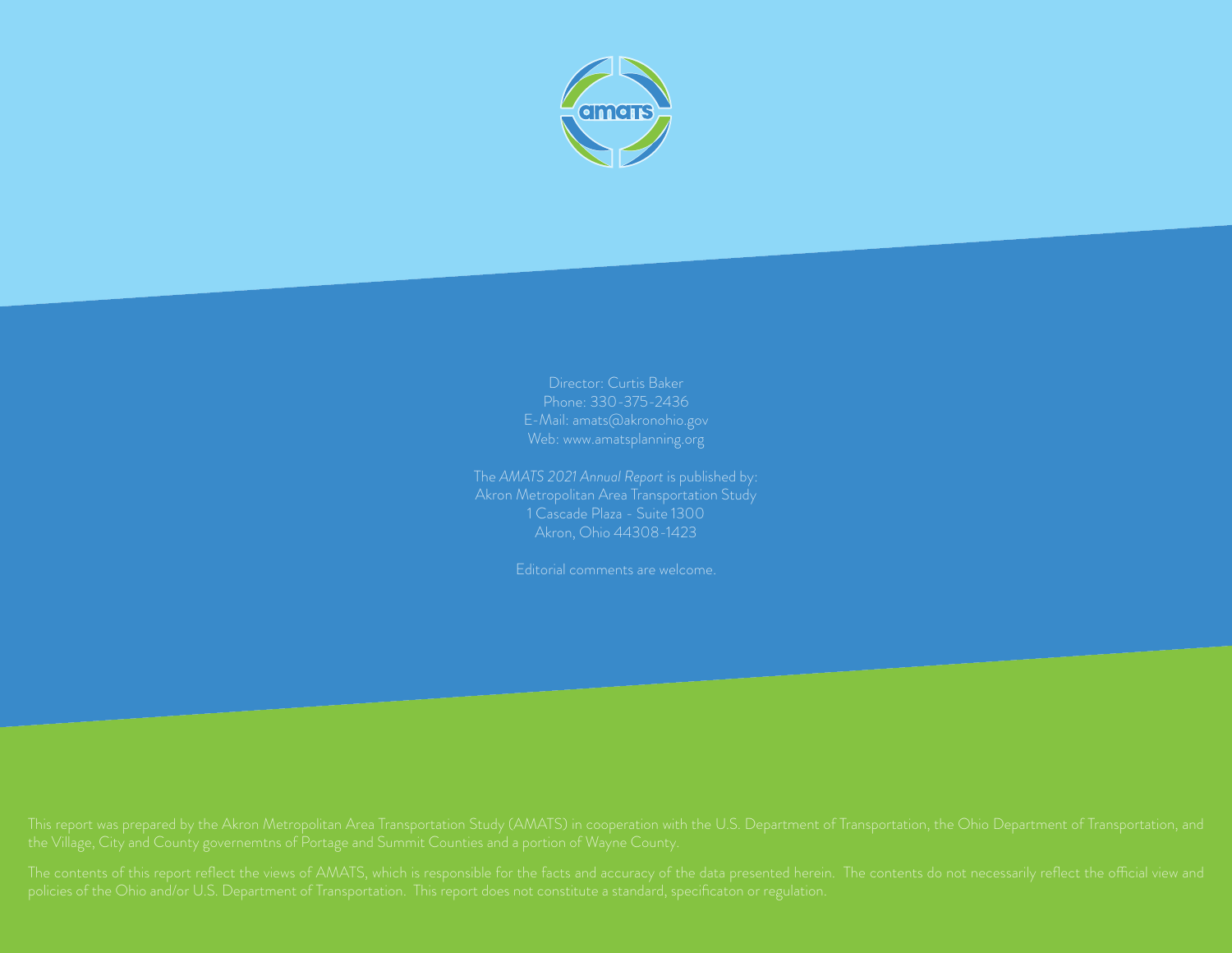amats

Director: Curtis Baker
Phone: 330-375-2436
E-Mail: amats@akronohio.gov
Web: www.amatsplanning.org

The *AMATS 2021 Annual Report* is published by:
Akron Metropolitan Area Transportation Study
1 Cascade Plaza - Suite 1300
Akron, Ohio 44308-1423

Editorial comments are welcome.

This report was prepared by the Akron Metropolitan Area Transportation Study (AMATS) in cooperation with the U.S. Department of Transportation, the Ohio Department of Transportation, and the Village, City and County governemtns of Portage and Summit Counties and a portion of Wayne County.

The contents of this report reflect the views of AMATS, which is responsible for the facts and accuracy of the data presented herein. The contents do not necessarily reflect the official view and policies of the Ohio and/or U.S. Department of Transportation. This report does not constitute a standard, specificaton or regulation.